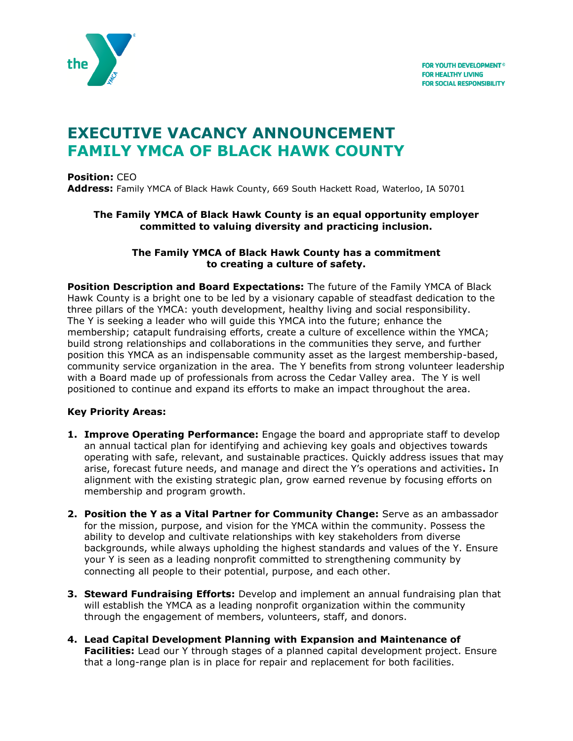FOR YOUTH DEVELOPMENT®
FOR HEALTHY LIVING
FOR SOCIAL RESPONSIBILITY

# EXECUTIVE VACANCY ANNOUNCEMENT
# FAMILY YMCA OF BLACK HAWK COUNTY

**Position:** CEO
**Address:** Family YMCA of Black Hawk County, 669 South Hackett Road, Waterloo, IA 50701

**The Family YMCA of Black Hawk County is an equal opportunity employer committed to valuing diversity and practicing inclusion.**

**The Family YMCA of Black Hawk County has a commitment to creating a culture of safety.**

**Position Description and Board Expectations:** The future of the Family YMCA of Black Hawk County is a bright one to be led by a visionary capable of steadfast dedication to the three pillars of the YMCA: youth development, healthy living and social responsibility. The Y is seeking a leader who will guide this YMCA into the future; enhance the membership; catapult fundraising efforts, create a culture of excellence within the YMCA; build strong relationships and collaborations in the communities they serve, and further position this YMCA as an indispensable community asset as the largest membership-based, community service organization in the area. The Y benefits from strong volunteer leadership with a Board made up of professionals from across the Cedar Valley area. The Y is well positioned to continue and expand its efforts to make an impact throughout the area.

**Key Priority Areas:**

1. **Improve Operating Performance:** Engage the board and appropriate staff to develop an annual tactical plan for identifying and achieving key goals and objectives towards operating with safe, relevant, and sustainable practices. Quickly address issues that may arise, forecast future needs, and manage and direct the Y's operations and activities**.** In alignment with the existing strategic plan, grow earned revenue by focusing efforts on membership and program growth.

2. **Position the Y as a Vital Partner for Community Change:** Serve as an ambassador for the mission, purpose, and vision for the YMCA within the community. Possess the ability to develop and cultivate relationships with key stakeholders from diverse backgrounds, while always upholding the highest standards and values of the Y. Ensure your Y is seen as a leading nonprofit committed to strengthening community by connecting all people to their potential, purpose, and each other.

3. **Steward Fundraising Efforts:** Develop and implement an annual fundraising plan that will establish the YMCA as a leading nonprofit organization within the community through the engagement of members, volunteers, staff, and donors.

4. **Lead Capital Development Planning with Expansion and Maintenance of Facilities:** Lead our Y through stages of a planned capital development project. Ensure that a long-range plan is in place for repair and replacement for both facilities.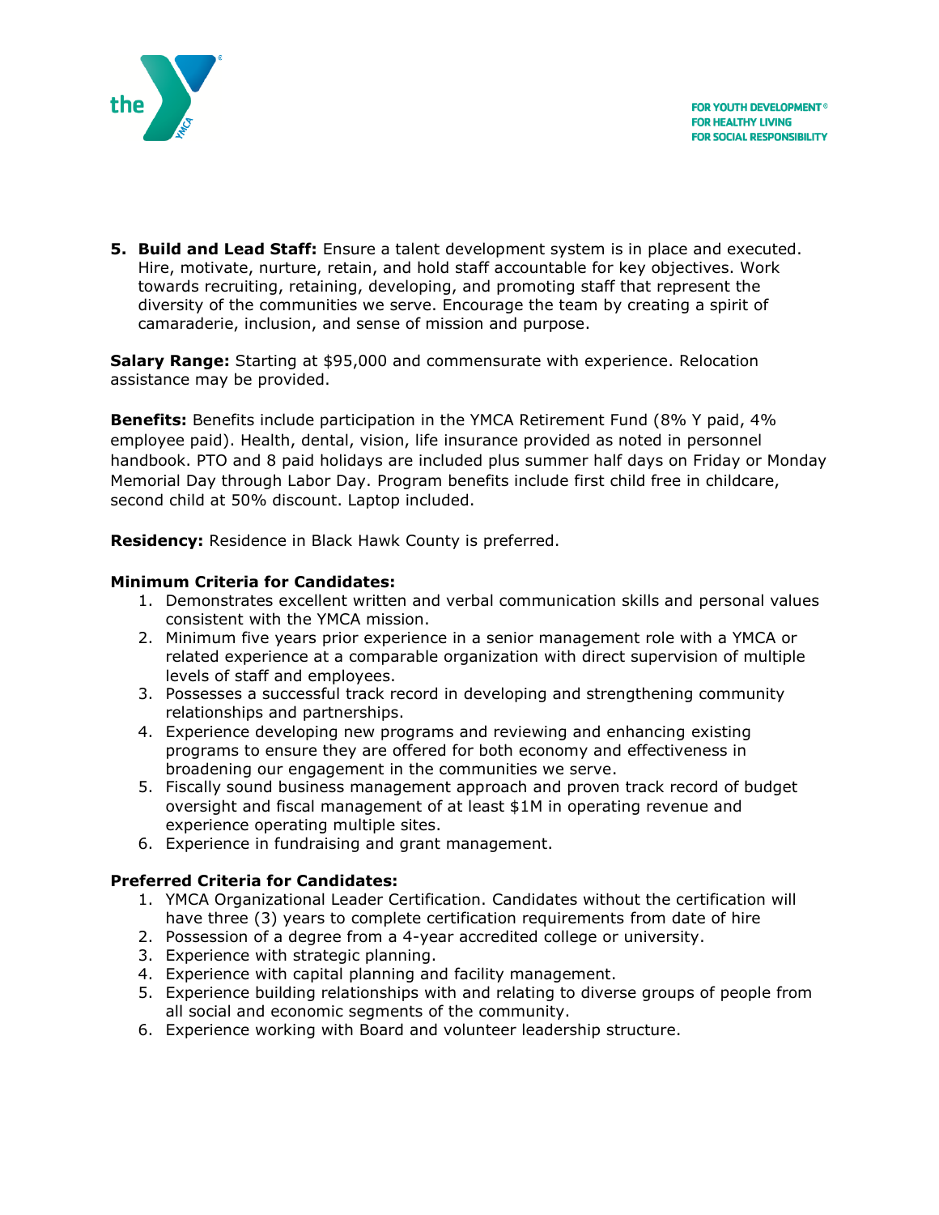5. **Build and Lead Staff:** Ensure a talent development system is in place and executed. Hire, motivate, nurture, retain, and hold staff accountable for key objectives. Work towards recruiting, retaining, developing, and promoting staff that represent the diversity of the communities we serve. Encourage the team by creating a spirit of camaraderie, inclusion, and sense of mission and purpose.

**Salary Range:** Starting at $95,000 and commensurate with experience. Relocation assistance may be provided.

**Benefits:** Benefits include participation in the YMCA Retirement Fund (8% Y paid, 4% employee paid). Health, dental, vision, life insurance provided as noted in personnel handbook. PTO and 8 paid holidays are included plus summer half days on Friday or Monday Memorial Day through Labor Day. Program benefits include first child free in childcare, second child at 50% discount. Laptop included.

**Residency:** Residence in Black Hawk County is preferred.

**Minimum Criteria for Candidates:**

1. Demonstrates excellent written and verbal communication skills and personal values consistent with the YMCA mission.
2. Minimum five years prior experience in a senior management role with a YMCA or related experience at a comparable organization with direct supervision of multiple levels of staff and employees.
3. Possesses a successful track record in developing and strengthening community relationships and partnerships.
4. Experience developing new programs and reviewing and enhancing existing programs to ensure they are offered for both economy and effectiveness in broadening our engagement in the communities we serve.
5. Fiscally sound business management approach and proven track record of budget oversight and fiscal management of at least $1M in operating revenue and experience operating multiple sites.
6. Experience in fundraising and grant management.

**Preferred Criteria for Candidates:**

1. YMCA Organizational Leader Certification. Candidates without the certification will have three (3) years to complete certification requirements from date of hire
2. Possession of a degree from a 4-year accredited college or university.
3. Experience with strategic planning.
4. Experience with capital planning and facility management.
5. Experience building relationships with and relating to diverse groups of people from all social and economic segments of the community.
6. Experience working with Board and volunteer leadership structure.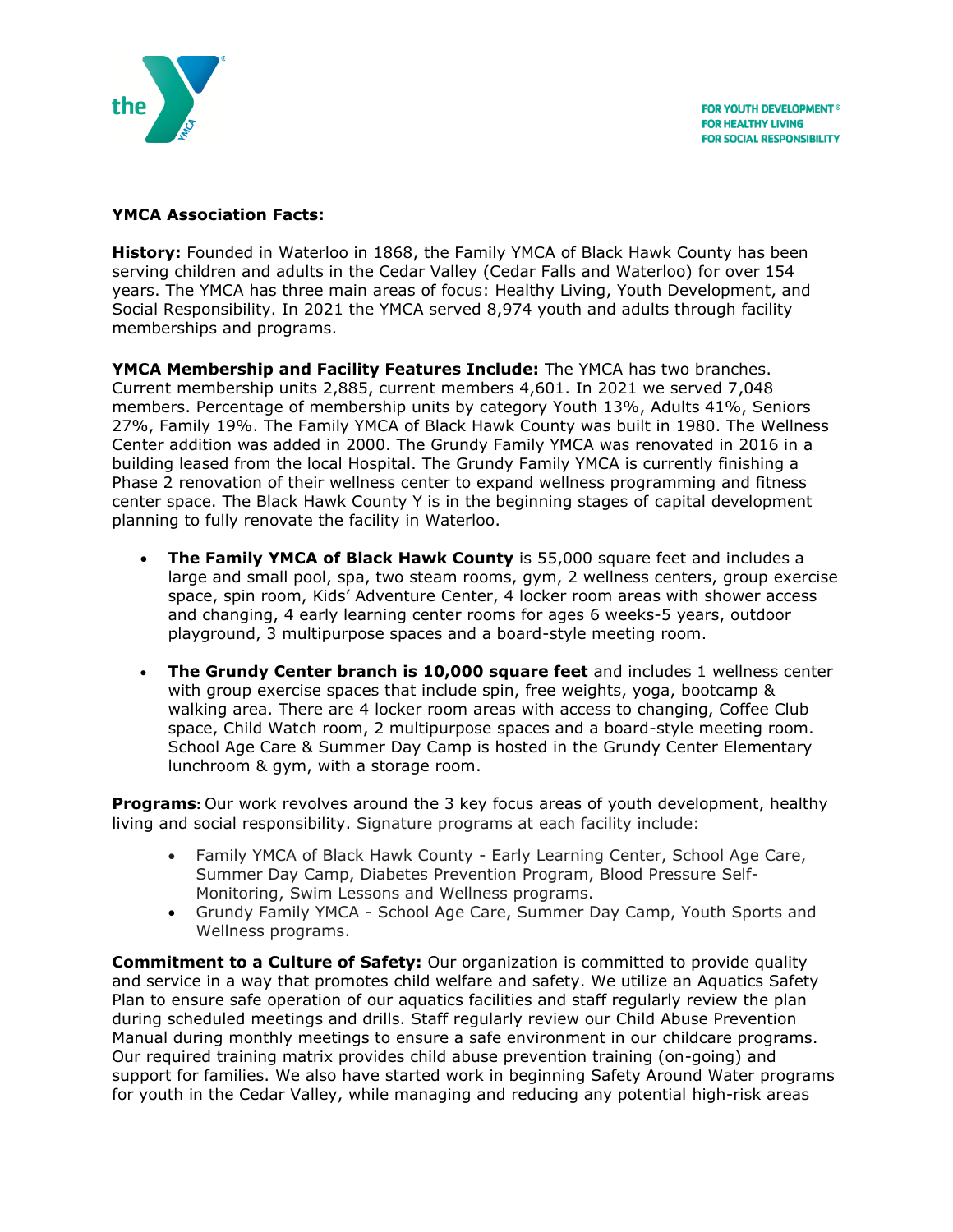FOR YOUTH DEVELOPMENT®
FOR HEALTHY LIVING
FOR SOCIAL RESPONSIBILITY

**YMCA Association Facts:**

**History:** Founded in Waterloo in 1868, the Family YMCA of Black Hawk County has been serving children and adults in the Cedar Valley (Cedar Falls and Waterloo) for over 154 years. The YMCA has three main areas of focus: Healthy Living, Youth Development, and Social Responsibility. In 2021 the YMCA served 8,974 youth and adults through facility memberships and programs.

**YMCA Membership and Facility Features Include:** The YMCA has two branches. Current membership units 2,885, current members 4,601. In 2021 we served 7,048 members. Percentage of membership units by category Youth 13%, Adults 41%, Seniors 27%, Family 19%. The Family YMCA of Black Hawk County was built in 1980. The Wellness Center addition was added in 2000. The Grundy Family YMCA was renovated in 2016 in a building leased from the local Hospital. The Grundy Family YMCA is currently finishing a Phase 2 renovation of their wellness center to expand wellness programming and fitness center space. The Black Hawk County Y is in the beginning stages of capital development planning to fully renovate the facility in Waterloo.

- **The Family YMCA of Black Hawk County** is 55,000 square feet and includes a large and small pool, spa, two steam rooms, gym, 2 wellness centers, group exercise space, spin room, Kids' Adventure Center, 4 locker room areas with shower access and changing, 4 early learning center rooms for ages 6 weeks-5 years, outdoor playground, 3 multipurpose spaces and a board-style meeting room.
- **The Grundy Center branch is 10,000 square feet** and includes 1 wellness center with group exercise spaces that include spin, free weights, yoga, bootcamp & walking area. There are 4 locker room areas with access to changing, Coffee Club space, Child Watch room, 2 multipurpose spaces and a board-style meeting room. School Age Care & Summer Day Camp is hosted in the Grundy Center Elementary lunchroom & gym, with a storage room.

**Programs**: Our work revolves around the 3 key focus areas of youth development, healthy living and social responsibility. Signature programs at each facility include:

- Family YMCA of Black Hawk County - Early Learning Center, School Age Care, Summer Day Camp, Diabetes Prevention Program, Blood Pressure Self-Monitoring, Swim Lessons and Wellness programs.
- Grundy Family YMCA - School Age Care, Summer Day Camp, Youth Sports and Wellness programs.

**Commitment to a Culture of Safety:** Our organization is committed to provide quality and service in a way that promotes child welfare and safety. We utilize an Aquatics Safety Plan to ensure safe operation of our aquatics facilities and staff regularly review the plan during scheduled meetings and drills. Staff regularly review our Child Abuse Prevention Manual during monthly meetings to ensure a safe environment in our childcare programs. Our required training matrix provides child abuse prevention training (on-going) and support for families. We also have started work in beginning Safety Around Water programs for youth in the Cedar Valley, while managing and reducing any potential high-risk areas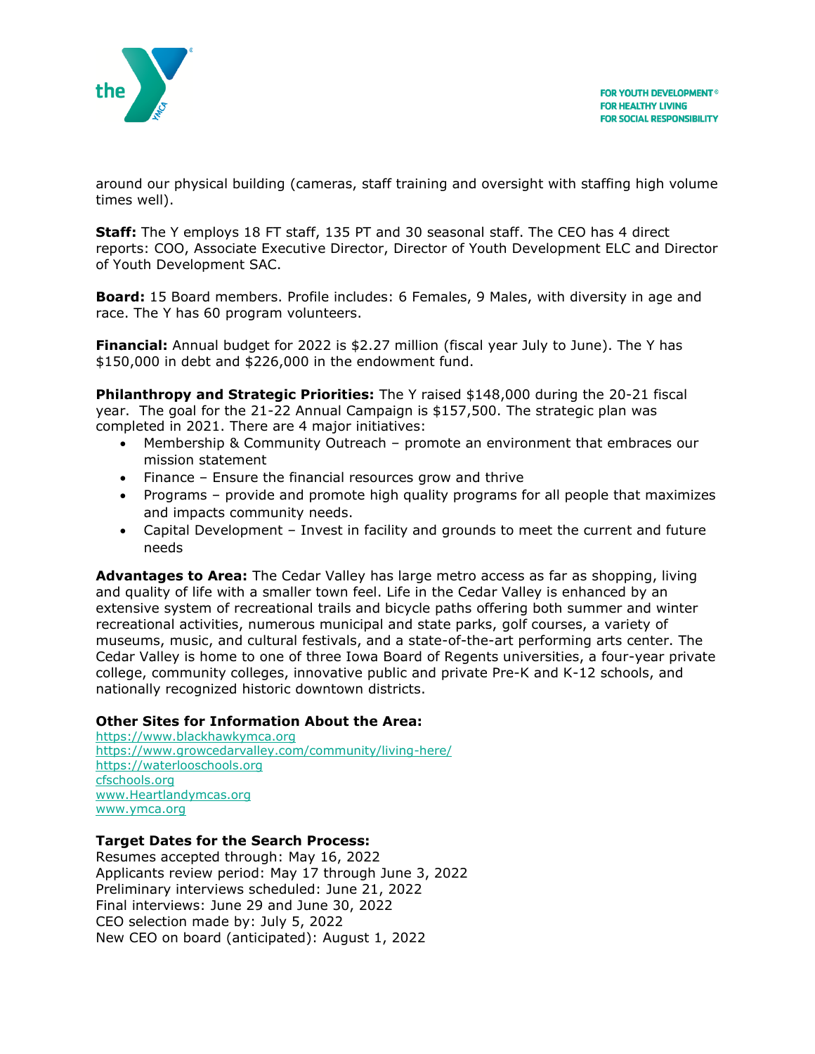around our physical building (cameras, staff training and oversight with staffing high volume times well).

**Staff:** The Y employs 18 FT staff, 135 PT and 30 seasonal staff. The CEO has 4 direct reports: COO, Associate Executive Director, Director of Youth Development ELC and Director of Youth Development SAC.

**Board:** 15 Board members. Profile includes: 6 Females, 9 Males, with diversity in age and race. The Y has 60 program volunteers.

**Financial:** Annual budget for 2022 is $2.27 million (fiscal year July to June). The Y has $150,000 in debt and $226,000 in the endowment fund.

**Philanthropy and Strategic Priorities:** The Y raised $148,000 during the 20-21 fiscal year. The goal for the 21-22 Annual Campaign is $157,500. The strategic plan was completed in 2021. There are 4 major initiatives:

- Membership & Community Outreach – promote an environment that embraces our mission statement
- Finance – Ensure the financial resources grow and thrive
- Programs – provide and promote high quality programs for all people that maximizes and impacts community needs.
- Capital Development – Invest in facility and grounds to meet the current and future needs

**Advantages to Area:** The Cedar Valley has large metro access as far as shopping, living and quality of life with a smaller town feel. Life in the Cedar Valley is enhanced by an extensive system of recreational trails and bicycle paths offering both summer and winter recreational activities, numerous municipal and state parks, golf courses, a variety of museums, music, and cultural festivals, and a state-of-the-art performing arts center. The Cedar Valley is home to one of three Iowa Board of Regents universities, a four-year private college, community colleges, innovative public and private Pre-K and K-12 schools, and nationally recognized historic downtown districts.

**Other Sites for Information About the Area:**
https://www.blackhawkymca.org
https://www.growcedarvalley.com/community/living-here/
https://waterlooschools.org
cfschools.org
www.Heartlandymcas.org
www.ymca.org

**Target Dates for the Search Process:**
Resumes accepted through: May 16, 2022
Applicants review period: May 17 through June 3, 2022
Preliminary interviews scheduled: June 21, 2022
Final interviews: June 29 and June 30, 2022
CEO selection made by: July 5, 2022
New CEO on board (anticipated): August 1, 2022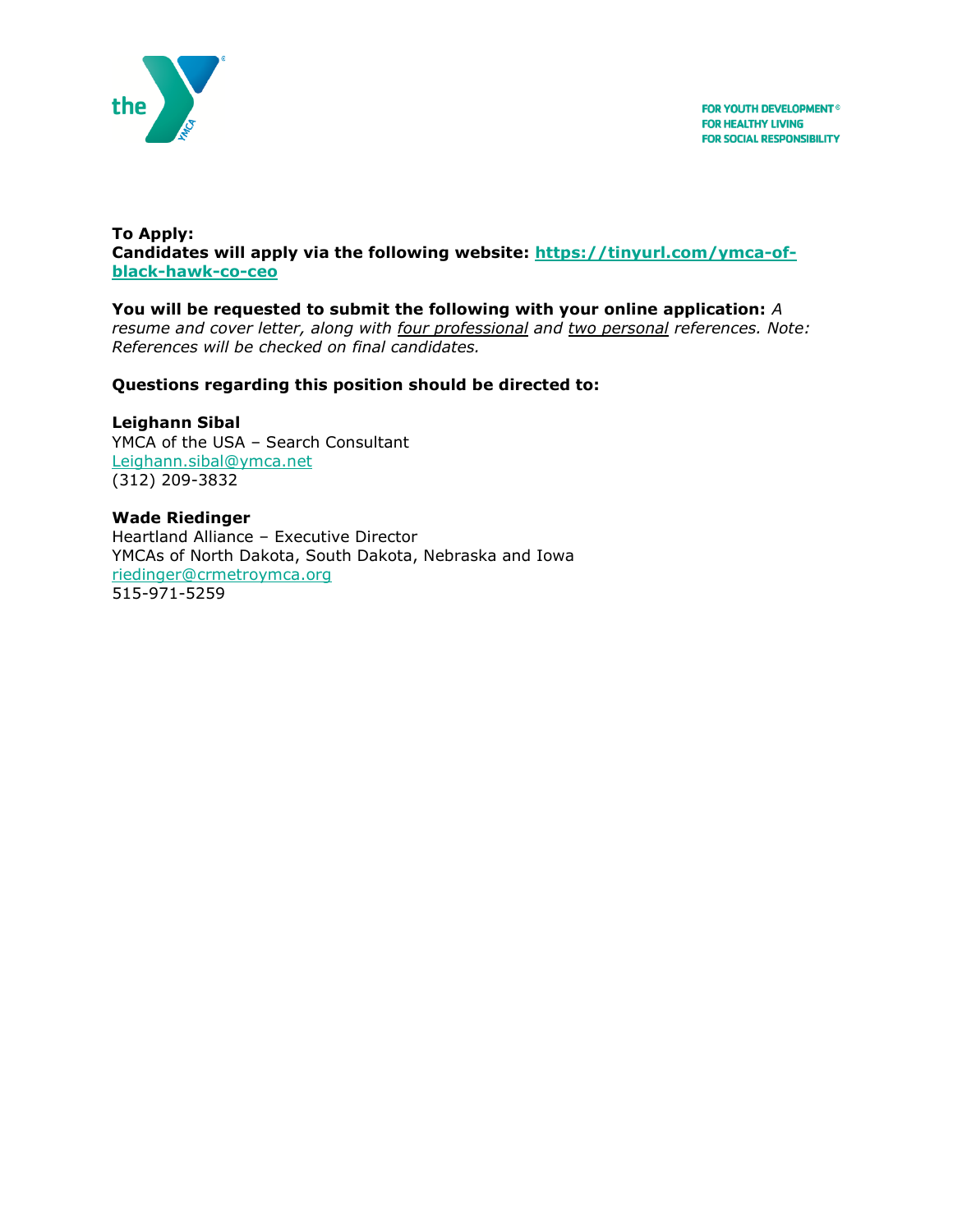**To Apply:**
**Candidates will apply via the following website: [https://tinyurl.com/ymca-of-black-hawk-co-ceo](https://tinyurl.com/ymca-of-black-hawk-co-ceo)**

**You will be requested to submit the following with your online application:** *A resume and cover letter, along with four professional and two personal references. Note: References will be checked on final candidates.*

**Questions regarding this position should be directed to:**

**Leighann Sibal**
YMCA of the USA – Search Consultant
Leighann.sibal@ymca.net
(312) 209-3832

**Wade Riedinger**
Heartland Alliance – Executive Director
YMCAs of North Dakota, South Dakota, Nebraska and Iowa
riedinger@crmetroymca.org
515-971-5259